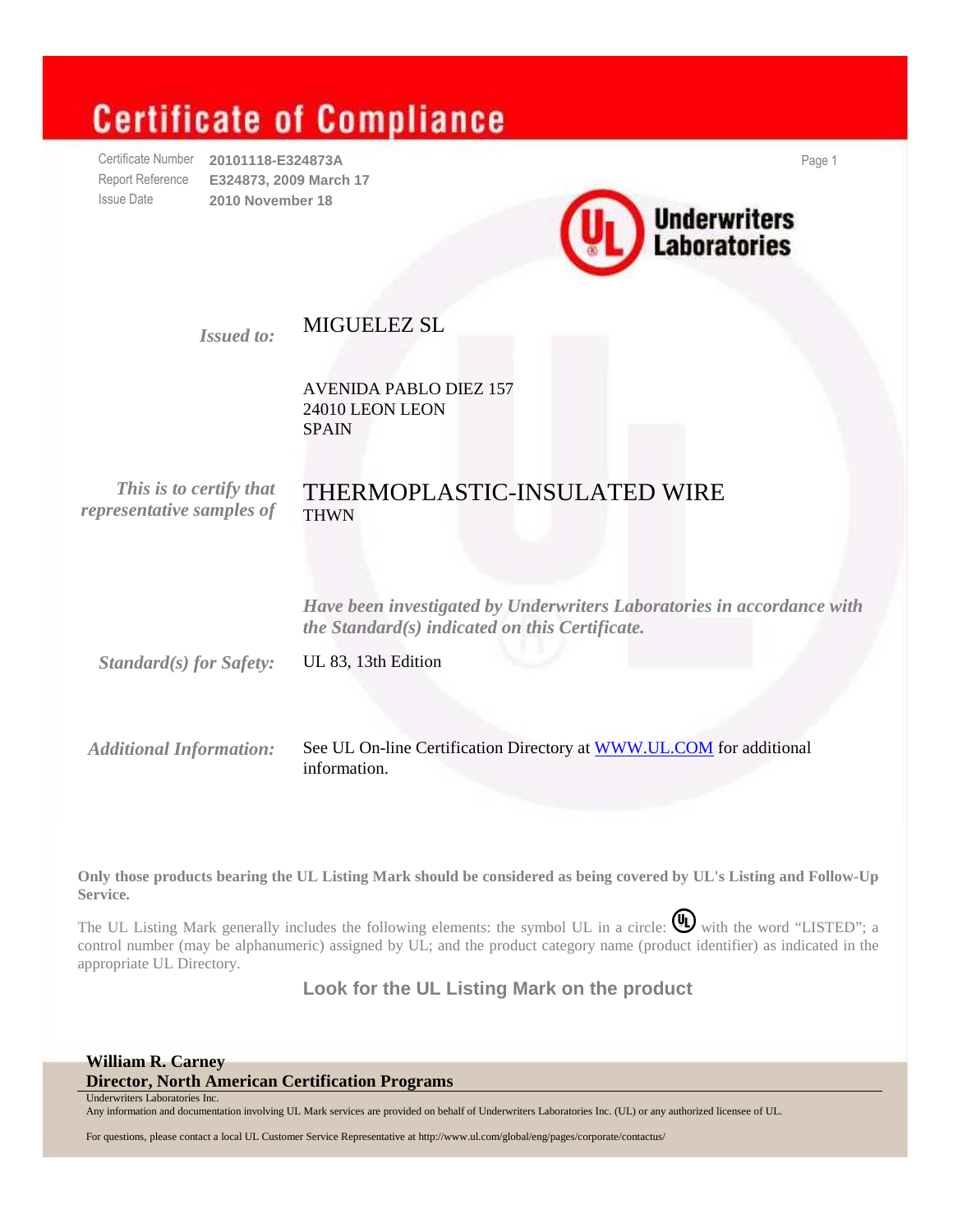# Certificate of Compliance

Certificate Number **20101118-E324873A**
Report Reference **E324873, 2009 March 17**
Issue Date **2010 November 18**

Underwriters Laboratories

*Issued to:* MIGUELEZ SL

AVENIDA PABLO DIEZ 157
24010 LEON LEON
SPAIN

*This is to certify that representative samples of*

THERMOPLASTIC-INSULATED WIRE
THWN

***Have been investigated by Underwriters Laboratories in accordance with the Standard(s) indicated on this Certificate.***

***Standard(s) for Safety:*** UL 83, 13th Edition

***Additional Information:*** See UL On-line Certification Directory at [WWW.UL.COM](http://WWW.UL.COM) for additional information.

**Only those products bearing the UL Listing Mark should be considered as being covered by UL's Listing and Follow-Up Service.**

The UL Listing Mark generally includes the following elements: the symbol UL in a circle: (UL) with the word "LISTED"; a control number (may be alphanumeric) assigned by UL; and the product category name (product identifier) as indicated in the appropriate UL Directory.

**Look for the UL Listing Mark on the product**

**William R. Carney**
**Director, North American Certification Programs**
Underwriters Laboratories Inc.
Any information and documentation involving UL Mark services are provided on behalf of Underwriters Laboratories Inc. (UL) or any authorized licensee of UL.

For questions, please contact a local UL Customer Service Representative at http://www.ul.com/global/eng/pages/corporate/contactus/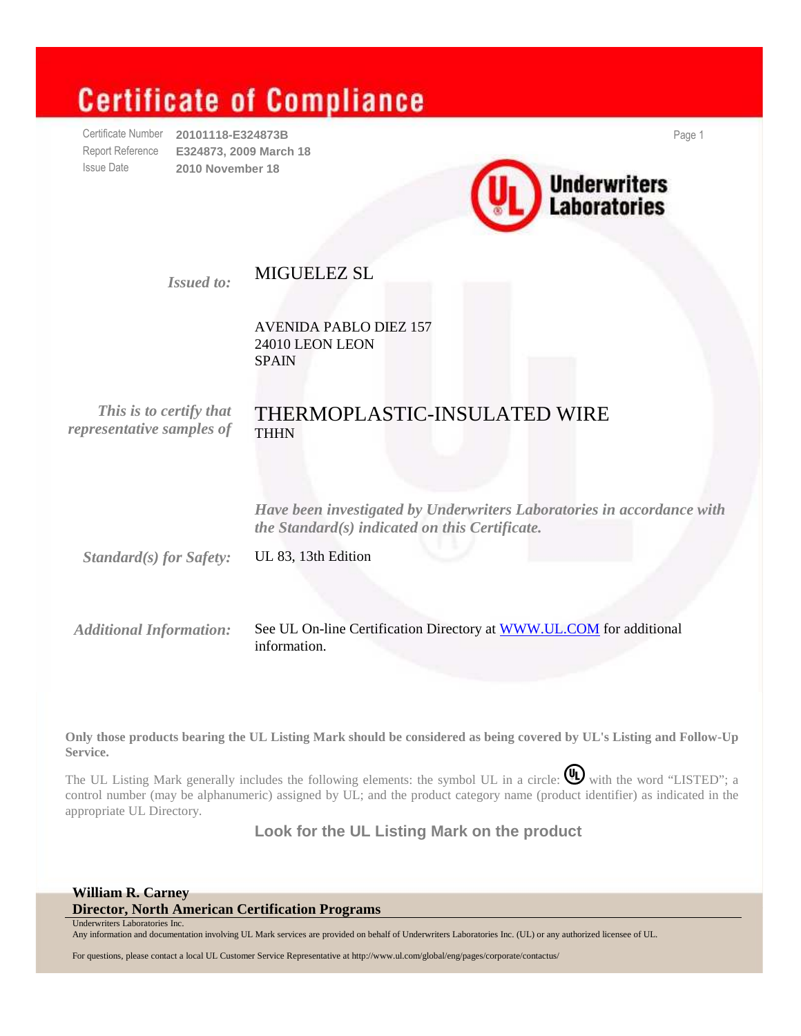# Certificate of Compliance

Certificate Number **20101118-E324873B**
Report Reference **E324873, 2009 March 18**
Issue Date **2010 November 18**

Underwriters Laboratories

*Issued to:* MIGUELEZ SL

AVENIDA PABLO DIEZ 157
24010 LEON LEON
SPAIN

*This is to certify that representative samples of* THERMOPLASTIC-INSULATED WIRE
THHN

*Have been investigated by Underwriters Laboratories in accordance with the Standard(s) indicated on this Certificate.*

*Standard(s) for Safety:* UL 83, 13th Edition

*Additional Information:* See UL On-line Certification Directory at WWW.UL.COM for additional information.

**Only those products bearing the UL Listing Mark should be considered as being covered by UL's Listing and Follow-Up Service.**

The UL Listing Mark generally includes the following elements: the symbol UL in a circle: (UL) with the word "LISTED"; a control number (may be alphanumeric) assigned by UL; and the product category name (product identifier) as indicated in the appropriate UL Directory.

**Look for the UL Listing Mark on the product**

**William R. Carney**
**Director, North American Certification Programs**
Underwriters Laboratories Inc.

Any information and documentation involving UL Mark services are provided on behalf of Underwriters Laboratories Inc. (UL) or any authorized licensee of UL.

For questions, please contact a local UL Customer Service Representative at http://www.ul.com/global/eng/pages/corporate/contactus/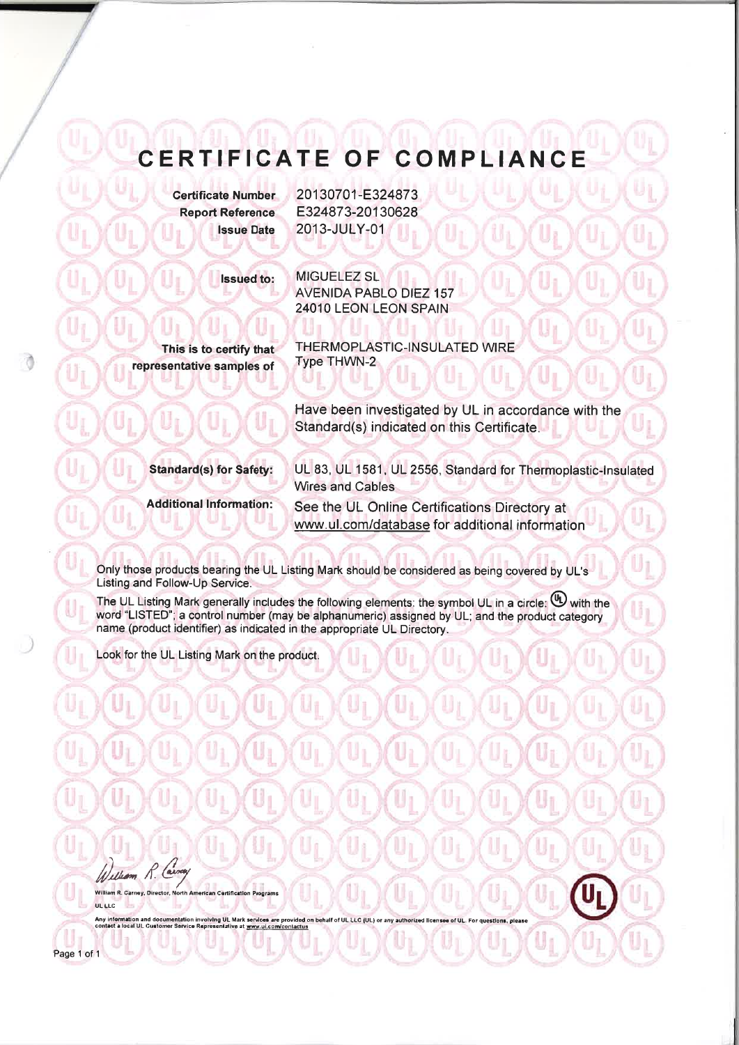# CERTIFICATE OF COMPLIANCE

| | |
|---|---|
| **Certificate Number** | 20130701-E324873 |
| **Report Reference** | E324873-20130628 |
| **Issue Date** | 2013-JULY-01 |

| | |
|---|---|
| **Issued to:** | MIGUELEZ SL<br>AVENIDA PABLO DIEZ 157<br>24010 LEON LEON SPAIN |
| **This is to certify that representative samples of** | THERMOPLASTIC-INSULATED WIRE<br>Type THWN-2 |
| | Have been investigated by UL in accordance with the Standard(s) indicated on this Certificate. |
| **Standard(s) for Safety:** | UL 83, UL 1581, UL 2556, Standard for Thermoplastic-Insulated Wires and Cables |
| **Additional Information:** | See the UL Online Certifications Directory at www.ul.com/database for additional information |

Only those products bearing the UL Listing Mark should be considered as being covered by UL's Listing and Follow-Up Service.

The UL Listing Mark generally includes the following elements: the symbol UL in a circle: (UL) with the word "LISTED"; a control number (may be alphanumeric) assigned by UL; and the product category name (product identifier) as indicated in the appropriate UL Directory.

Look for the UL Listing Mark on the product.

*William R. Carney*

William R. Carney, Director, North American Certification Programs

UL LLC

Any information and documentation involving UL Mark services are provided on behalf of UL LLC (UL) or any authorized licensee of UL. For questions, please contact a local UL Customer Service Representative at www.ul.com/contactus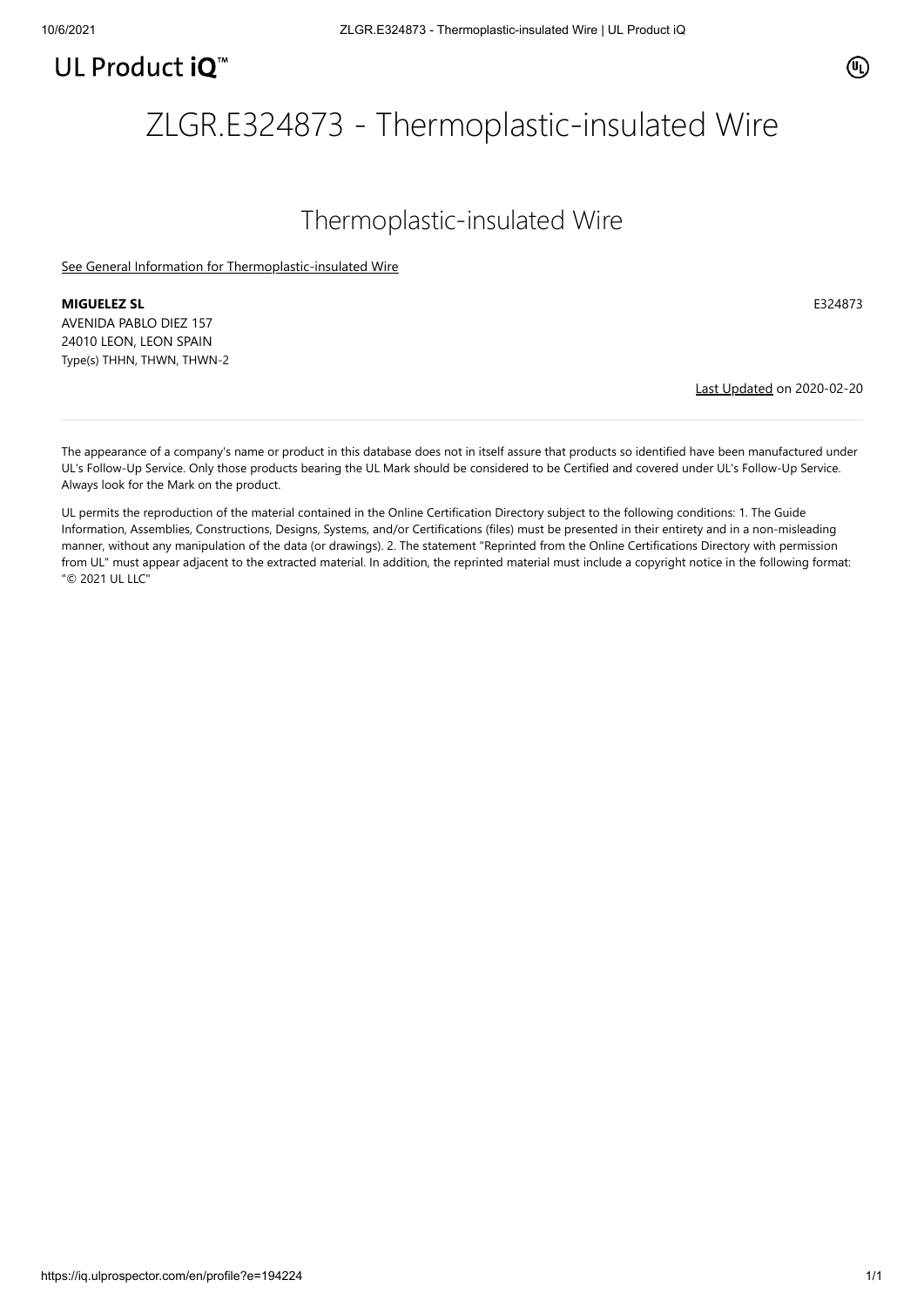UL Product iQ™

# ZLGR.E324873 - Thermoplastic-insulated Wire

## Thermoplastic-insulated Wire

See General Information for Thermoplastic-insulated Wire

**MIGUELEZ SL** E324873

AVENIDA PABLO DIEZ 157
24010 LEON, LEON SPAIN
Type(s) THHN, THWN, THWN-2

Last Updated on 2020-02-20

The appearance of a company's name or product in this database does not in itself assure that products so identified have been manufactured under UL's Follow-Up Service. Only those products bearing the UL Mark should be considered to be Certified and covered under UL's Follow-Up Service. Always look for the Mark on the product.

UL permits the reproduction of the material contained in the Online Certification Directory subject to the following conditions: 1. The Guide Information, Assemblies, Constructions, Designs, Systems, and/or Certifications (files) must be presented in their entirety and in a non-misleading manner, without any manipulation of the data (or drawings). 2. The statement "Reprinted from the Online Certifications Directory with permission from UL" must appear adjacent to the extracted material. In addition, the reprinted material must include a copyright notice in the following format: "© 2021 UL LLC"